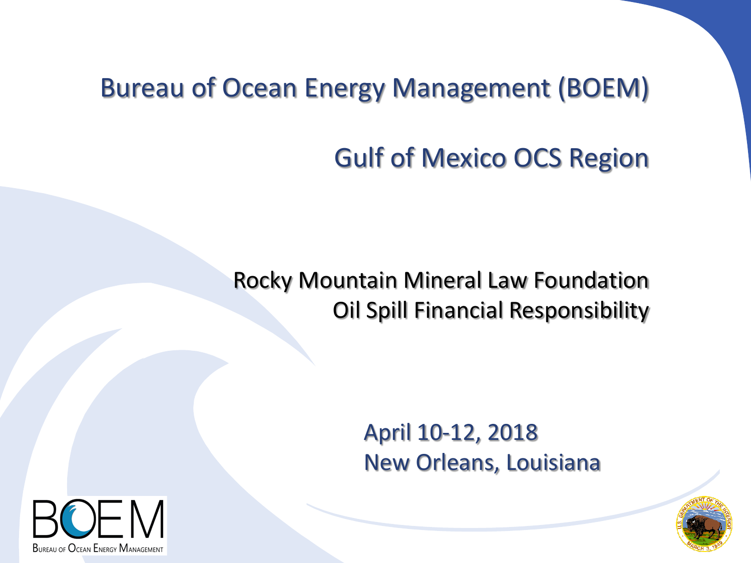# Bureau of Ocean Energy Management (BOEM)

## Gulf of Mexico OCS Region

Rocky Mountain Mineral Law Foundation
Oil Spill Financial Responsibility

April 10-12, 2018
New Orleans, Louisiana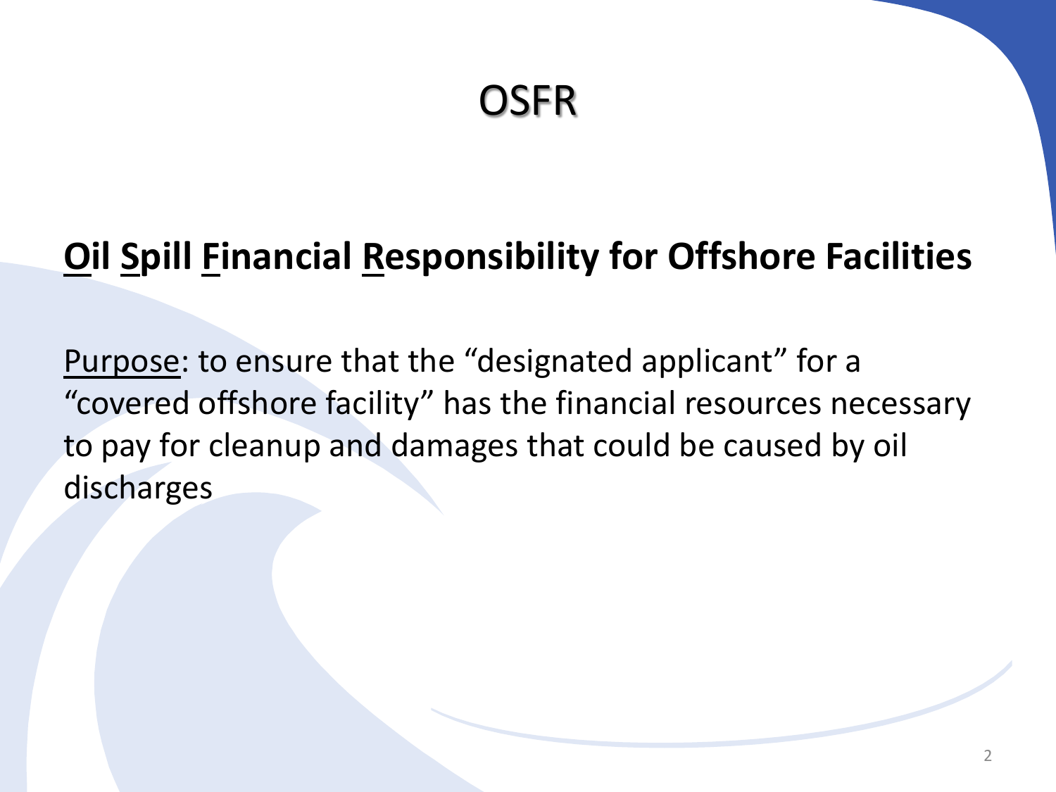# OSFR

**<u>O</u>il <u>S</u>pill <u>F</u>inancial <u>R</u>esponsibility for Offshore Facilities**

<u>Purpose</u>: to ensure that the "designated applicant" for a "covered offshore facility" has the financial resources necessary to pay for cleanup and damages that could be caused by oil discharges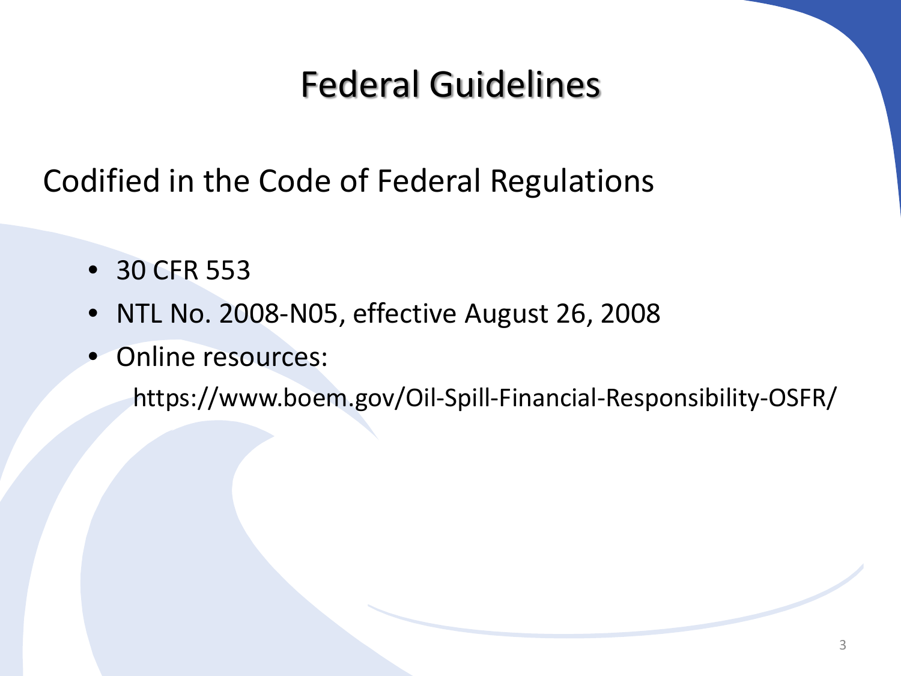# Federal Guidelines

Codified in the Code of Federal Regulations

- 30 CFR 553
- NTL No. 2008-N05, effective August 26, 2008
- Online resources:

  https://www.boem.gov/Oil-Spill-Financial-Responsibility-OSFR/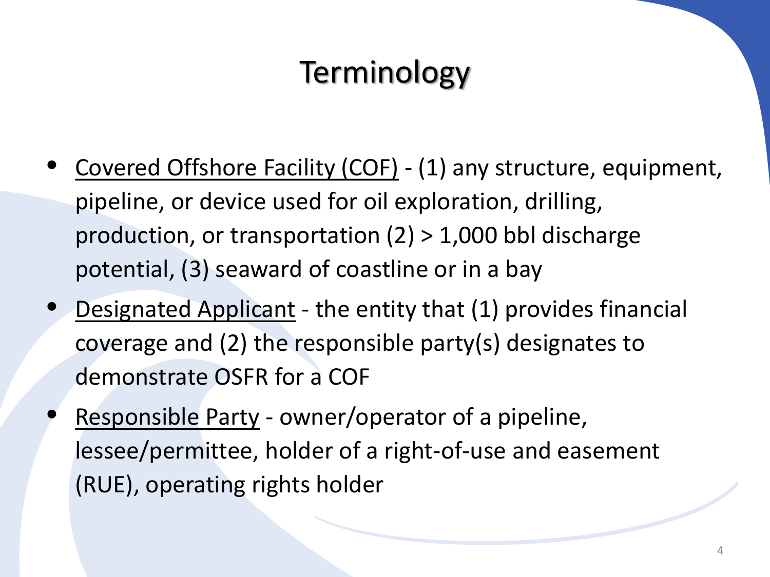# Terminology

- <u>Covered Offshore Facility (COF)</u> - (1) any structure, equipment, pipeline, or device used for oil exploration, drilling, production, or transportation (2) > 1,000 bbl discharge potential, (3) seaward of coastline or in a bay
- <u>Designated Applicant</u> - the entity that (1) provides financial coverage and (2) the responsible party(s) designates to demonstrate OSFR for a COF
- <u>Responsible Party</u> - owner/operator of a pipeline, lessee/permittee, holder of a right-of-use and easement (RUE), operating rights holder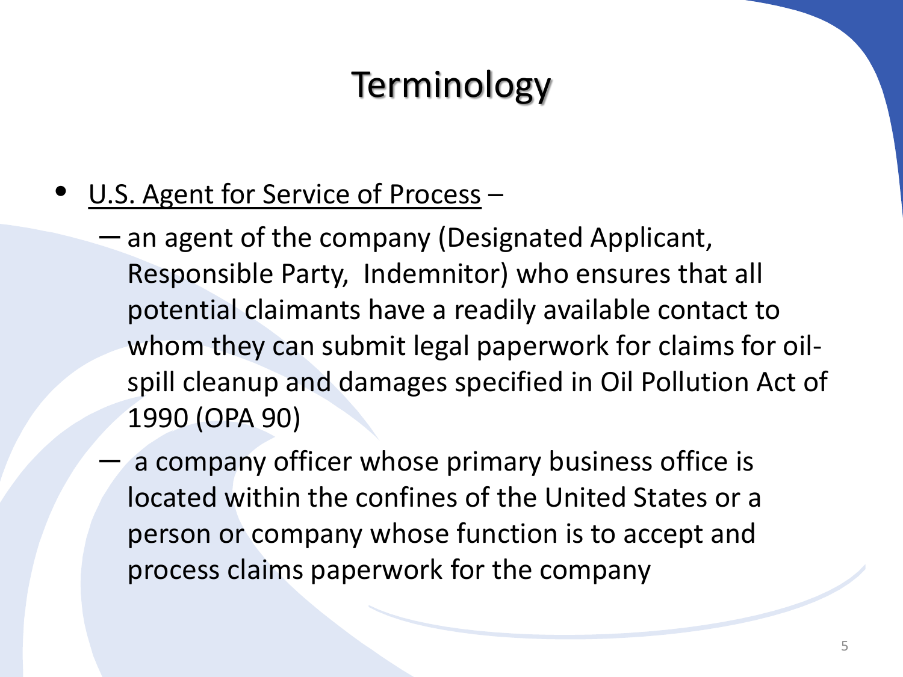# Terminology

- U.S. Agent for Service of Process –
  - an agent of the company (Designated Applicant, Responsible Party, Indemnitor) who ensures that all potential claimants have a readily available contact to whom they can submit legal paperwork for claims for oil-spill cleanup and damages specified in Oil Pollution Act of 1990 (OPA 90)
  - a company officer whose primary business office is located within the confines of the United States or a person or company whose function is to accept and process claims paperwork for the company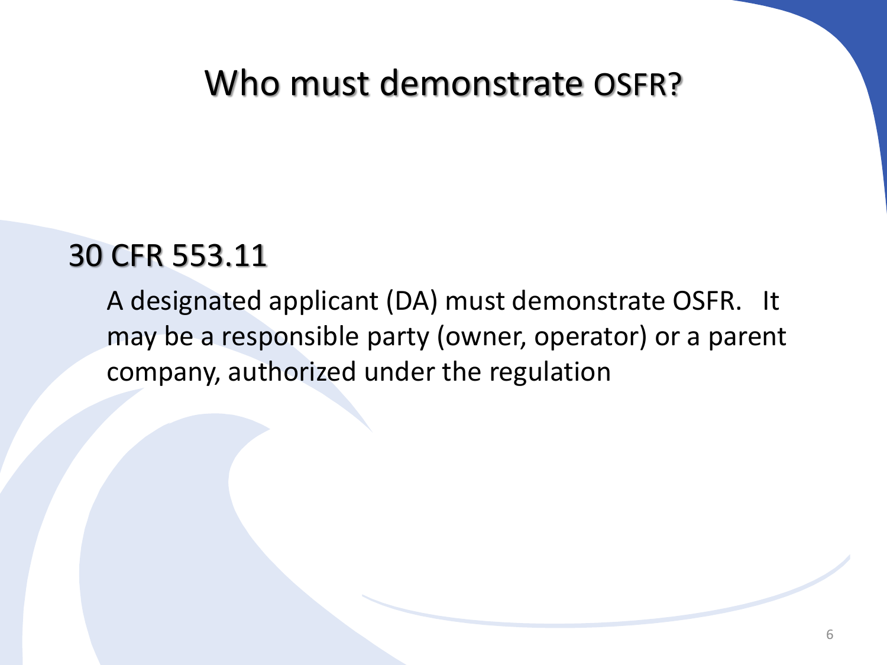# Who must demonstrate OSFR?

## 30 CFR 553.11

A designated applicant (DA) must demonstrate OSFR. It may be a responsible party (owner, operator) or a parent company, authorized under the regulation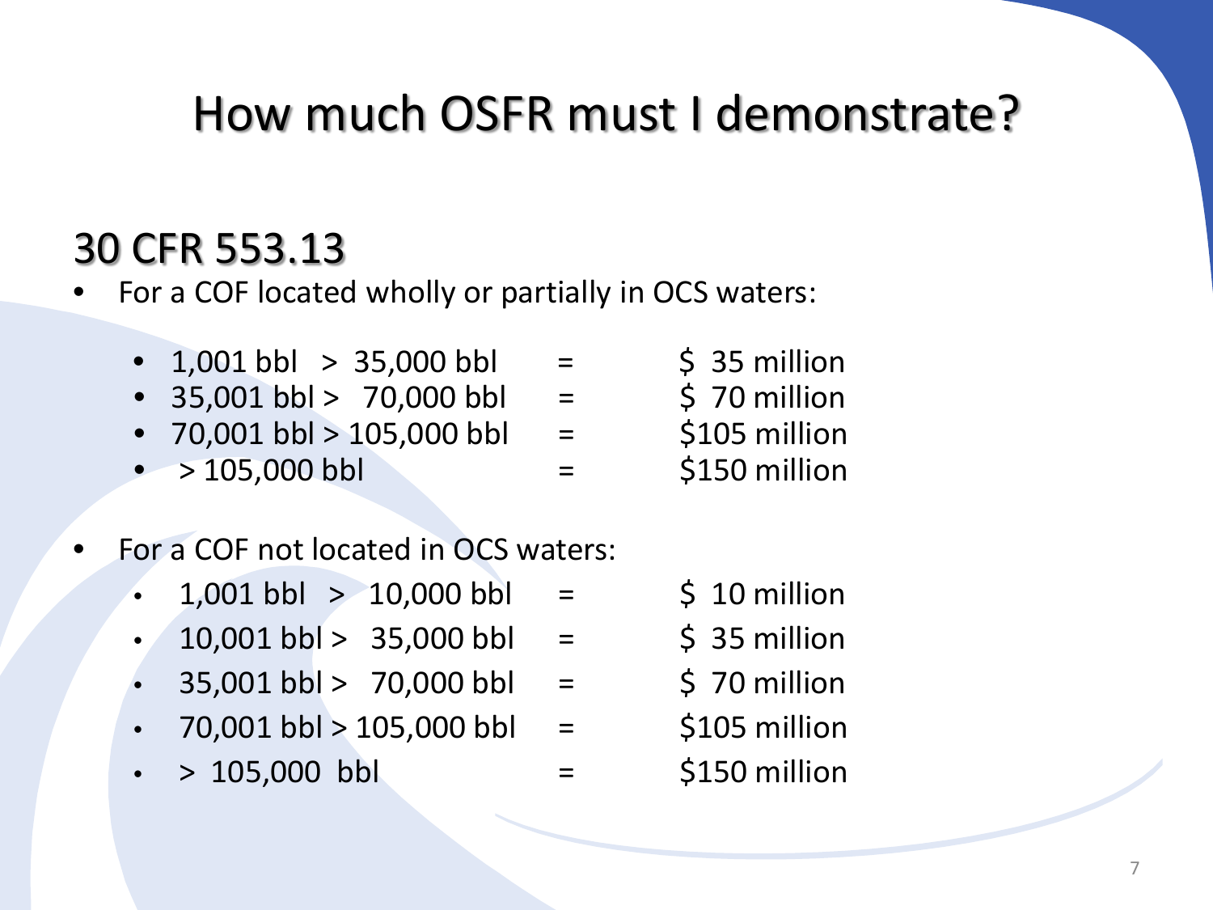# How much OSFR must I demonstrate?

## 30 CFR 553.13

- For a COF located wholly or partially in OCS waters:
  - 1,001 bbl > 35,000 bbl = $ 35 million
  - 35,001 bbl > 70,000 bbl = $ 70 million
  - 70,001 bbl > 105,000 bbl = $105 million
  - > 105,000 bbl = $150 million
- For a COF not located in OCS waters:
  - 1,001 bbl > 10,000 bbl = $ 10 million
  - 10,001 bbl > 35,000 bbl = $ 35 million
  - 35,001 bbl > 70,000 bbl = $ 70 million
  - 70,001 bbl > 105,000 bbl = $105 million
  - > 105,000 bbl = $150 million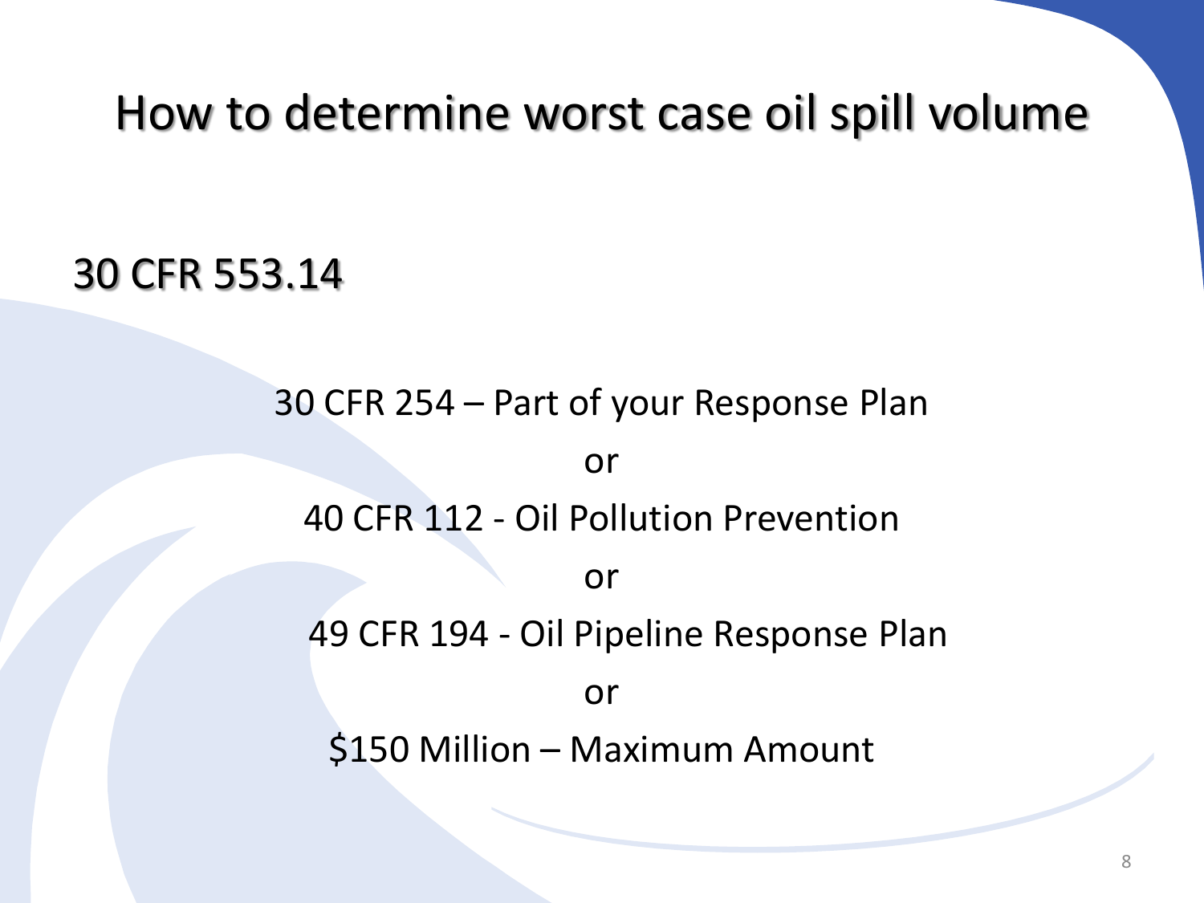# How to determine worst case oil spill volume

## 30 CFR 553.14

30 CFR 254 – Part of your Response Plan

or

40 CFR 112 - Oil Pollution Prevention

or

49 CFR 194 - Oil Pipeline Response Plan

or

$150 Million – Maximum Amount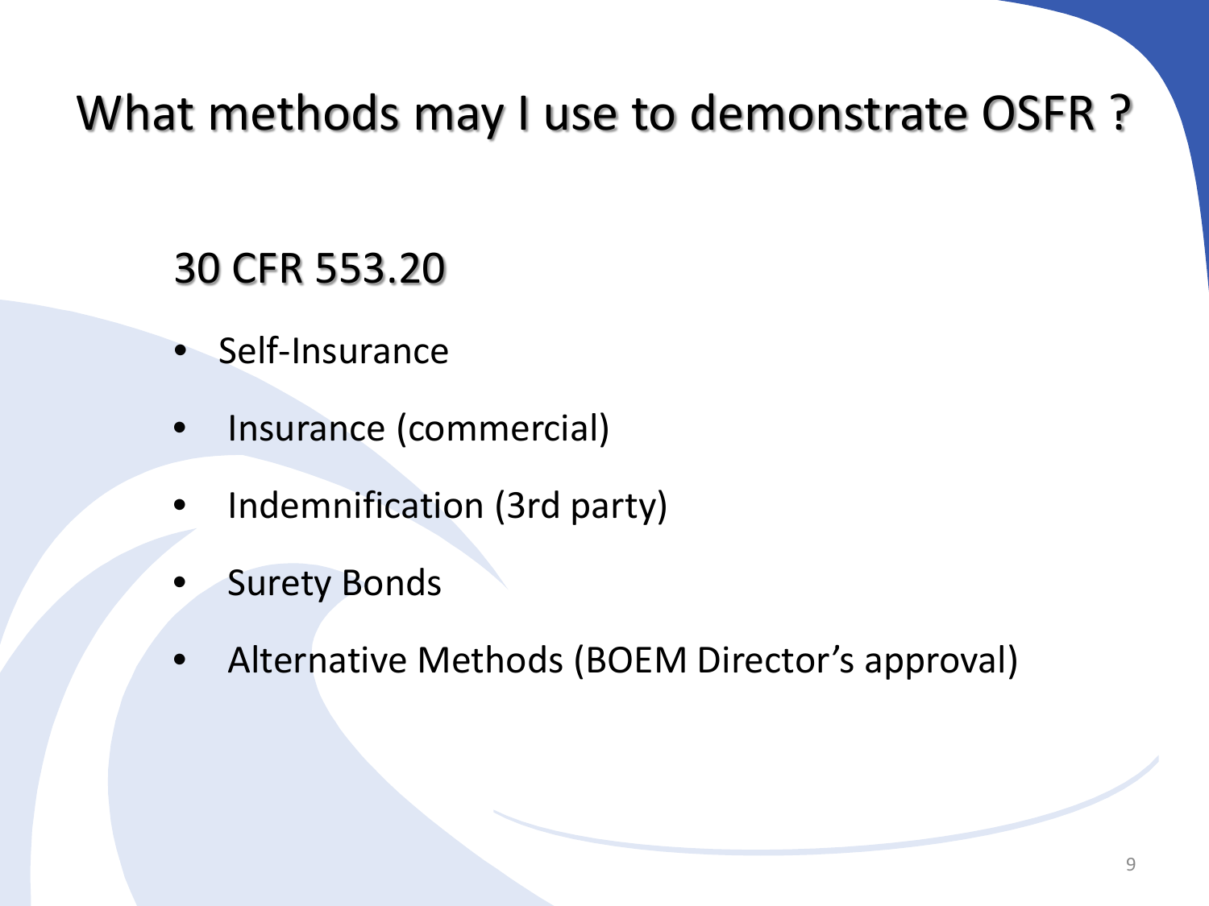# What methods may I use to demonstrate OSFR ?

## 30 CFR 553.20

- Self-Insurance
- Insurance (commercial)
- Indemnification (3rd party)
- Surety Bonds
- Alternative Methods (BOEM Director's approval)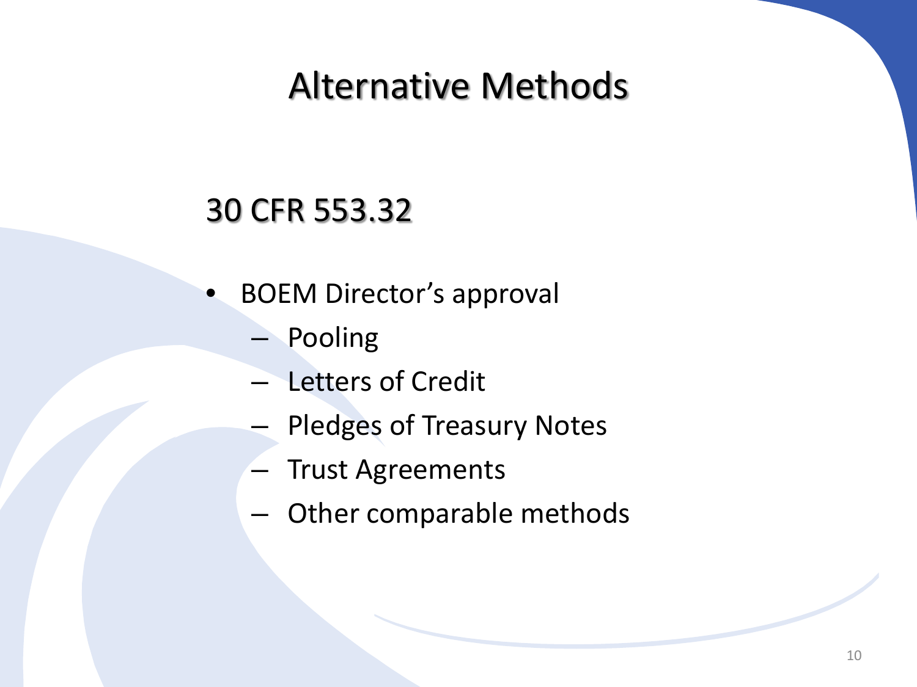# Alternative Methods

## 30 CFR 553.32

- BOEM Director's approval
  - Pooling
  - Letters of Credit
  - Pledges of Treasury Notes
  - Trust Agreements
  - Other comparable methods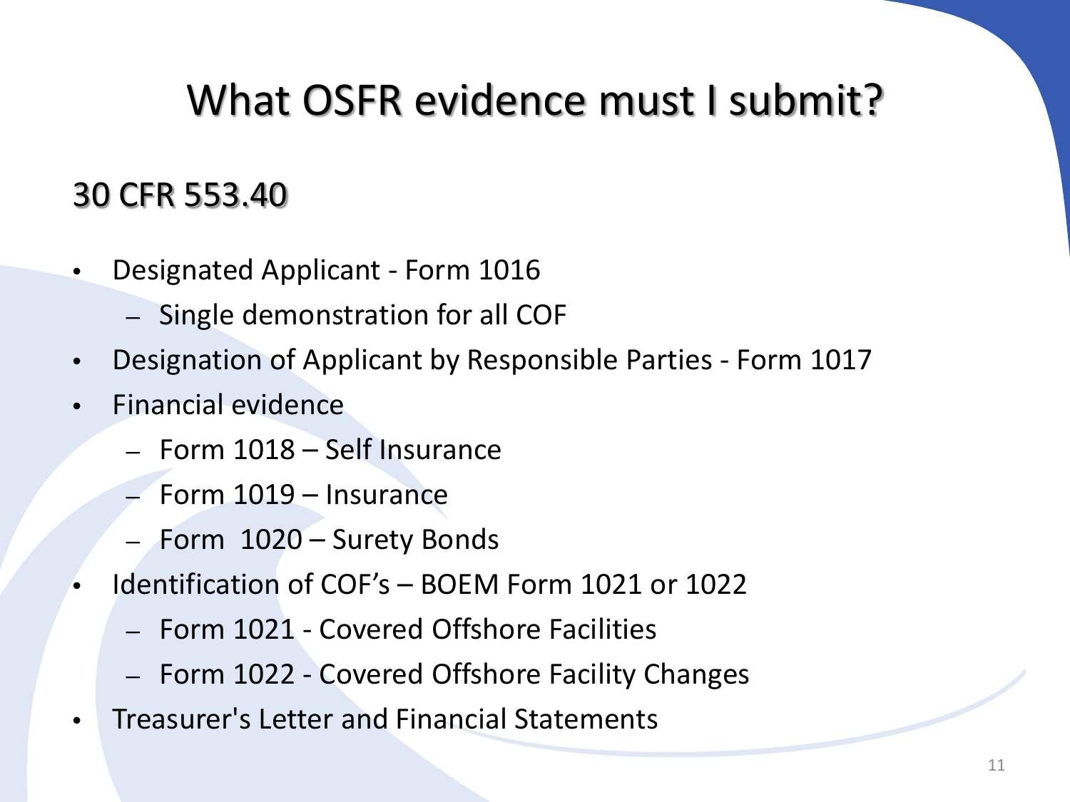# What OSFR evidence must I submit?

## 30 CFR 553.40

- Designated Applicant - Form 1016
  - Single demonstration for all COF
- Designation of Applicant by Responsible Parties - Form 1017
- Financial evidence
  - Form 1018 – Self Insurance
  - Form 1019 – Insurance
  - Form  1020 – Surety Bonds
- Identification of COF's – BOEM Form 1021 or 1022
  - Form 1021 - Covered Offshore Facilities
  - Form 1022 - Covered Offshore Facility Changes
- Treasurer's Letter and Financial Statements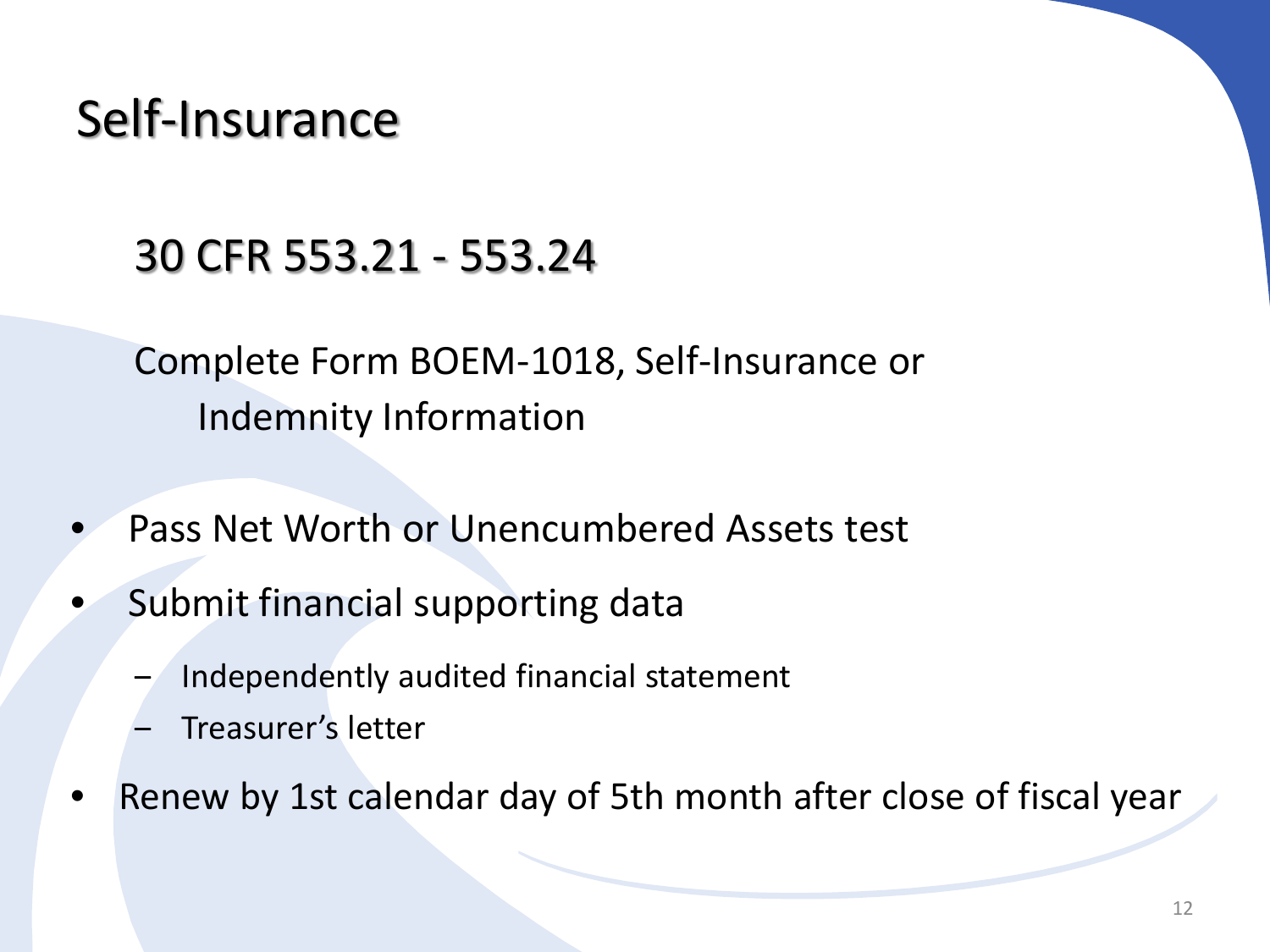# Self-Insurance

## 30 CFR 553.21 - 553.24

Complete Form BOEM-1018, Self-Insurance or Indemnity Information

- Pass Net Worth or Unencumbered Assets test
- Submit financial supporting data
  - Independently audited financial statement
  - Treasurer's letter
- Renew by 1st calendar day of 5th month after close of fiscal year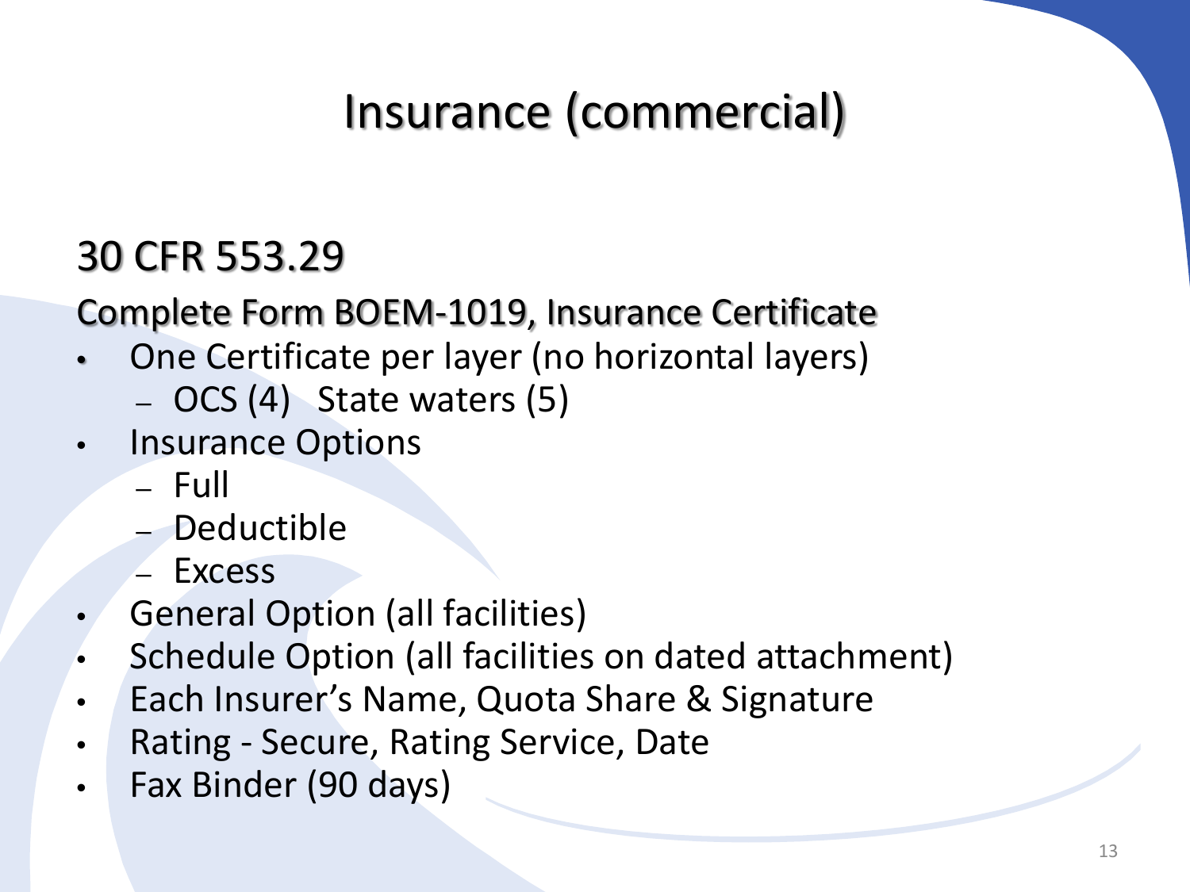# Insurance (commercial)

## 30 CFR 553.29

Complete Form BOEM-1019, Insurance Certificate

- One Certificate per layer (no horizontal layers)
  - OCS (4) State waters (5)
- Insurance Options
  - Full
  - Deductible
  - Excess
- General Option (all facilities)
- Schedule Option (all facilities on dated attachment)
- Each Insurer's Name, Quota Share & Signature
- Rating - Secure, Rating Service, Date
- Fax Binder (90 days)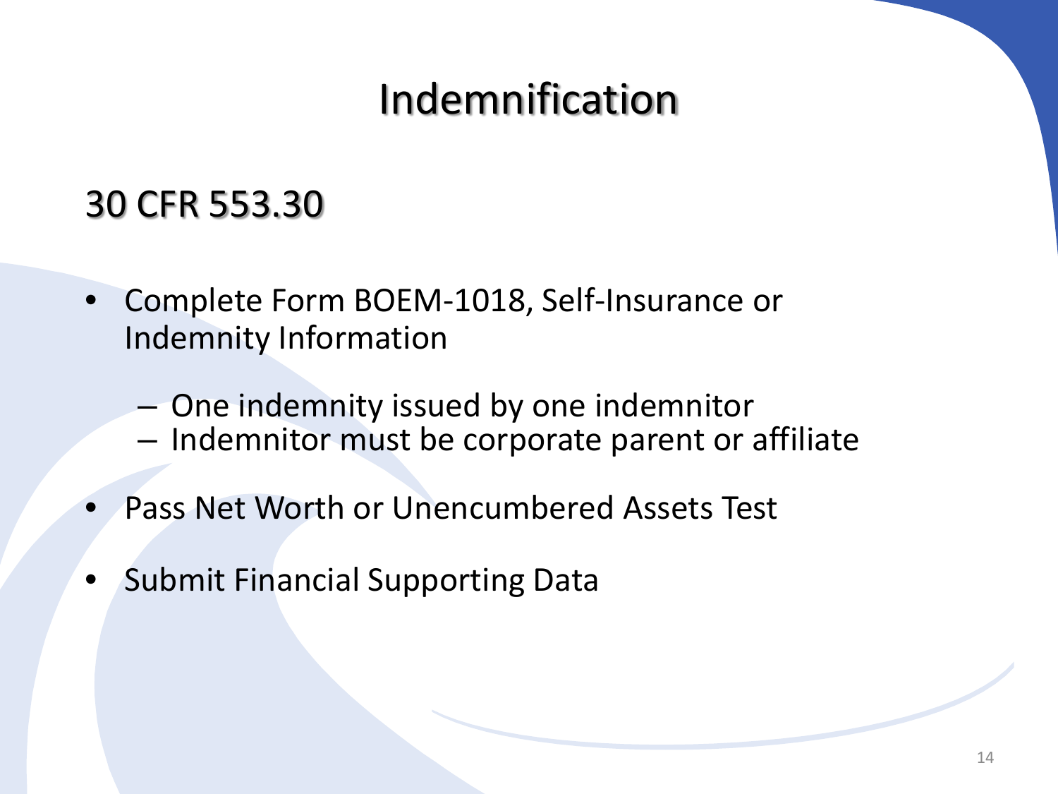# Indemnification

## 30 CFR 553.30

- Complete Form BOEM-1018, Self-Insurance or Indemnity Information
  - One indemnity issued by one indemnitor
  - Indemnitor must be corporate parent or affiliate
- Pass Net Worth or Unencumbered Assets Test
- Submit Financial Supporting Data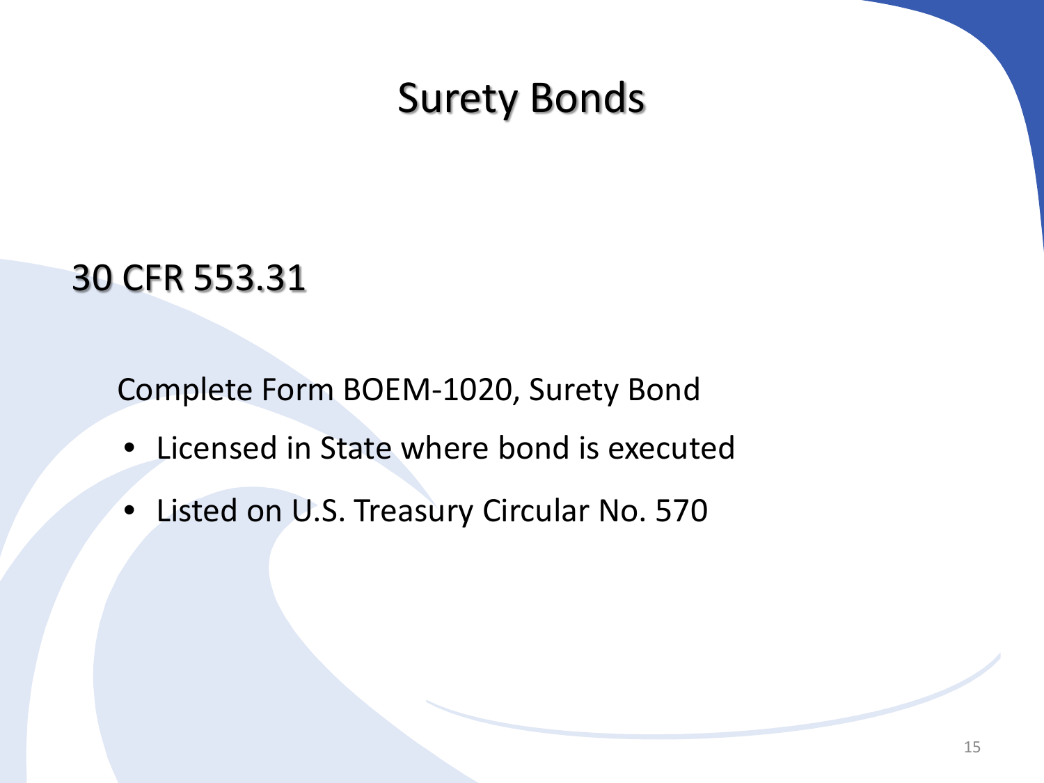# Surety Bonds

## 30 CFR 553.31

Complete Form BOEM-1020, Surety Bond

- Licensed in State where bond is executed
- Listed on U.S. Treasury Circular No. 570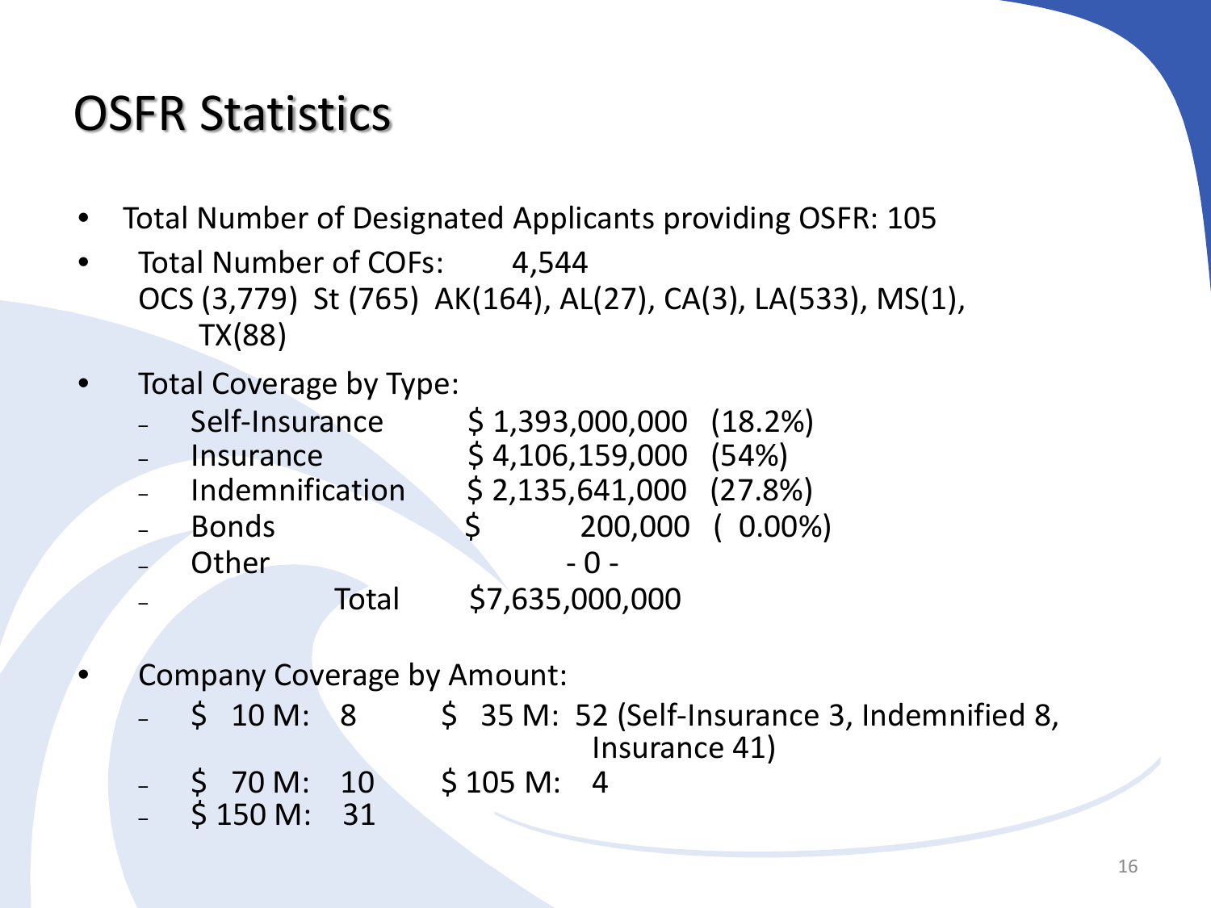# OSFR Statistics

- Total Number of Designated Applicants providing OSFR: 105
- Total Number of COFs: 4,544
  OCS (3,779) St (765) AK(164), AL(27), CA(3), LA(533), MS(1), TX(88)
- Total Coverage by Type:
  - Self-Insurance $ 1,393,000,000 (18.2%)
  - Insurance $ 4,106,159,000 (54%)
  - Indemnification $ 2,135,641,000 (27.8%)
  - Bonds $ 200,000 ( 0.00%)
  - Other - 0 -
  - Total $7,635,000,000
- Company Coverage by Amount:
  - $ 10 M: 8 — $ 35 M: 52 (Self-Insurance 3, Indemnified 8, Insurance 41)
  - $ 70 M: 10 — $ 105 M: 4
  - $ 150 M: 31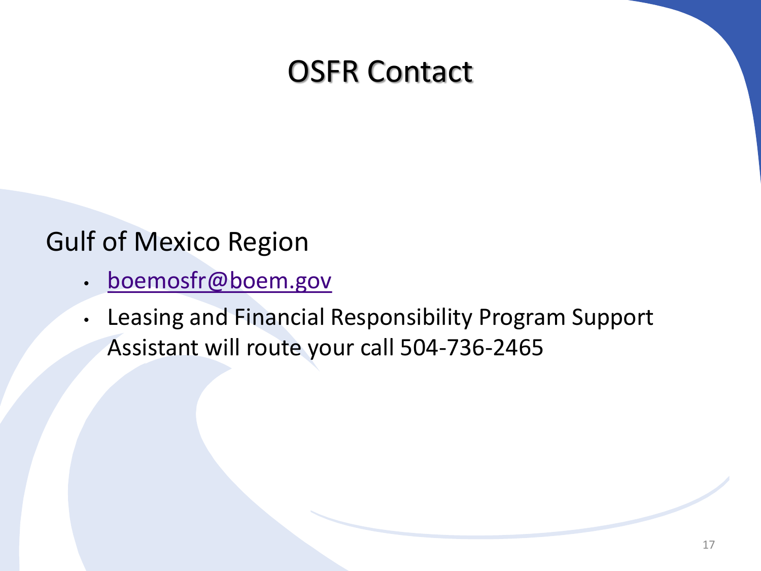# OSFR Contact

## Gulf of Mexico Region

- boemosfr@boem.gov
- Leasing and Financial Responsibility Program Support Assistant will route your call 504-736-2465